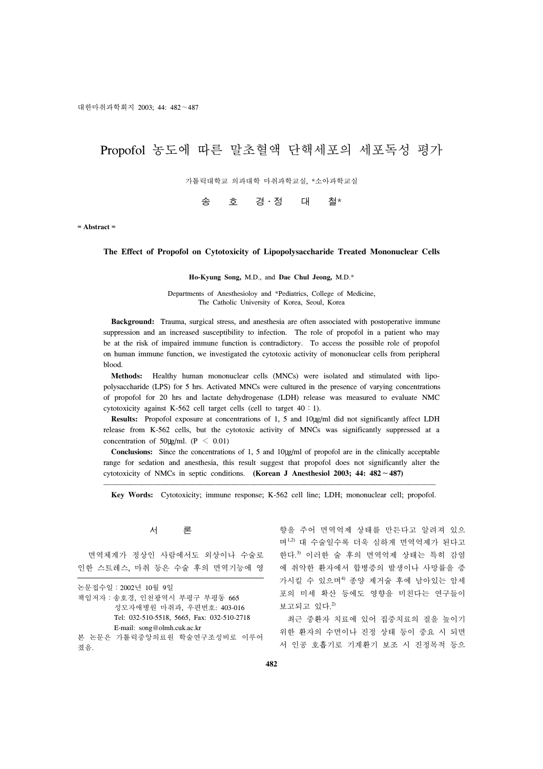# Propofol 농도에 따른 말초혈액 단핵세포의 세포독성 평가

가톨릭대학교 의과대학 마취과학교실, *소아과학교실

송 호 경 · 정 대 철*

= Abstract =

### The Effect of Propofol on Cytotoxicity of Lipopolysaccharide Treated Mononuclear Cells

**Ho-Kyung Song,** M.D., and **Dae Chul Jeong,** M.D.*

Departments of Anesthesioloy and *Pediatrics, College of Medicine, The Catholic University of Korea, Seoul, Korea

**Background:** Trauma, surgical stress, and anesthesia are often associated with postoperative immune suppression and an increased susceptibility to infection. The role of propofol in a patient who may be at the risk of impaired immune function is contradictory. To access the possible role of propofol on human immune function, we investigated the cytotoxic activity of mononuclear cells from peripheral blood.

**Methods:** Healthy human mononuclear cells (MNCs) were isolated and stimulated with lipopolysaccharide (LPS) for 5 hrs. Activated MNCs were cultured in the presence of varying concentrations of propofol for 20 hrs and lactate dehydrogenase (LDH) release was measured to evaluate NMC cytotoxicity against K-562 cell target cells (cell to target 40 : 1).

**Results:** Propofol exposure at concentrations of 1, 5 and 10㎍/ml did not significantly affect LDH release from K-562 cells, but the cytotoxic activity of MNCs was significantly suppressed at a concentration of 50㎍/ml. ($P < 0.01$)

**Conclusions:** Since the concentrations of 1, 5 and 10㎍/ml of propofol are in the clinically acceptable range for sedation and anesthesia, this result suggest that propofol does not significantly alter the cytotoxicity of NMCs in septic conditions. **(Korean J Anesthesiol 2003; 44: 482～487)**

**Key Words:** Cytotoxicity; immune response; K-562 cell line; LDH; mononuclear cell; propofol.

## 서 론

면역체계가 정상인 사람에서도 외상이나 수술로 인한 스트레스, 마취 등은 수술 후의 면역기능에 영향을 주어 면역억제 상태를 만든다고 알려져 있으며[1,2] 대 수술일수록 더욱 심하게 면역억제가 된다고 한다.[3] 이러한 술 후의 면역억제 상태는 특히 감염에 취약한 환자에서 합병증의 발생이나 사망률을 증가시킬 수 있으며[4] 종양 제거술 후에 남아있는 암세포의 미세 확산 등에도 영향을 미친다는 연구들이 보고되고 있다.[2]

최근 중환자 치료에 있어 집중치료의 질을 높이기 위한 환자의 수면이나 진정 상태 등이 중요 시 되면서 인공 호흡기로 기계환기 보조 시 진정목적 등으

논문접수일 : 2002년 10월 9일
책임저자 : 송호경, 인천광역시 부평구 부평동 665
성모자애병원 마취과, 우편번호: 403-016
Tel: 032-510-5518, 5665, Fax: 032-510-2718
E-mail: song@olmh.cuk.ac.kr
본 논문은 가톨릭중앙의료원 학술연구조성비로 이루어졌음.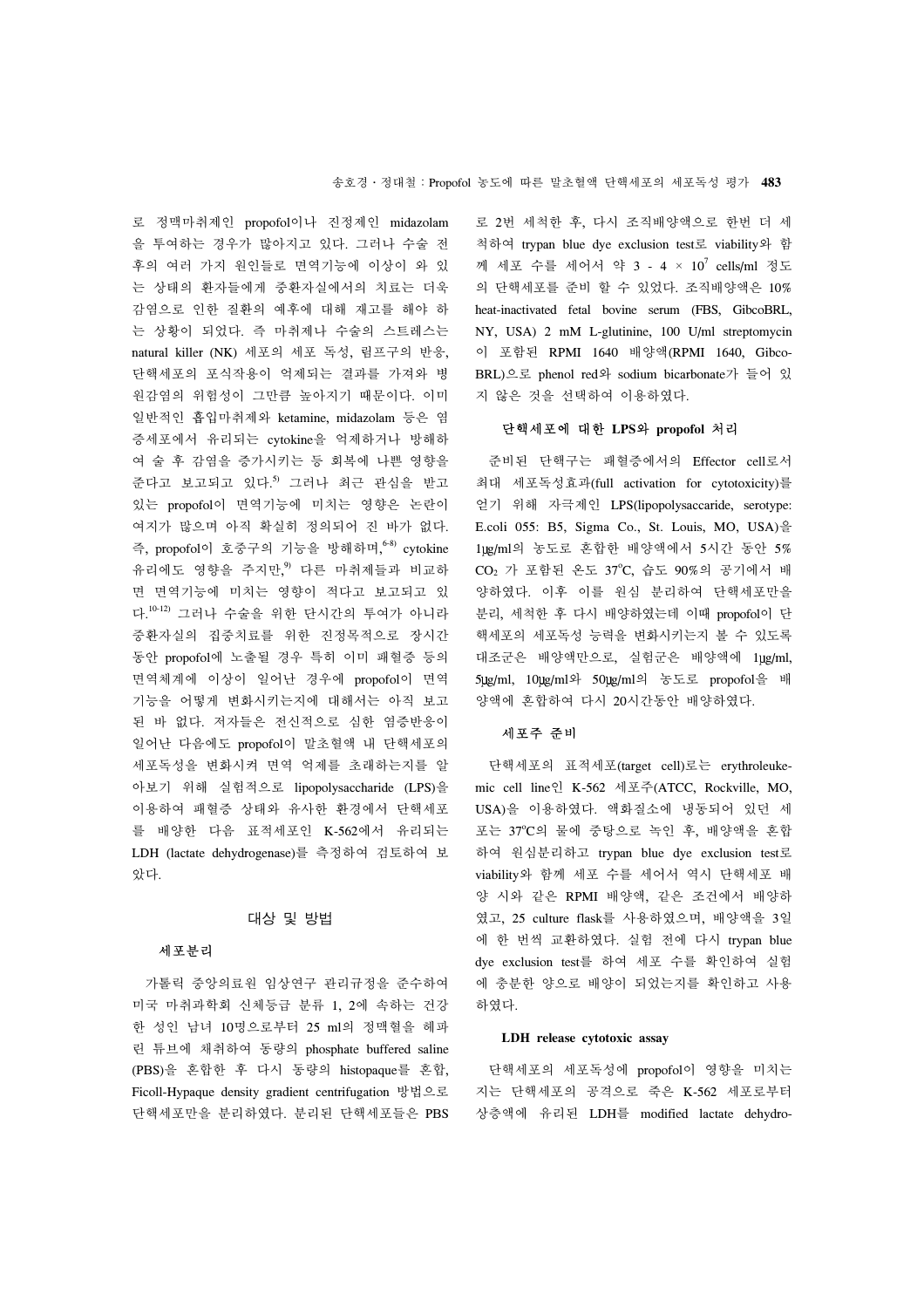로 정맥마취제인 propofol이나 진정제인 midazolam을 투여하는 경우가 많아지고 있다. 그러나 수술 전후의 여러 가지 원인들로 면역기능에 이상이 와 있는 상태의 환자들에게 중환자실에서의 치료는 더욱 감염으로 인한 질환의 예후에 대해 재고를 해야 하는 상황이 되었다. 즉 마취제나 수술의 스트레스는 natural killer (NK) 세포의 세포 독성, 림프구의 반응, 단핵세포의 포식작용이 억제되는 결과를 가져와 병원감염의 위험성이 그만큼 높아지기 때문이다. 이미 일반적인 흡입마취제와 ketamine, midazolam 등은 염증세포에서 유리되는 cytokine을 억제하거나 방해하여 술 후 감염을 증가시키는 등 회복에 나쁜 영향을 준다고 보고되고 있다.[5] 그러나 최근 관심을 받고 있는 propofol이 면역기능에 미치는 영향은 논란이 여지가 많으며 아직 확실히 정의되어 진 바가 없다. 즉, propofol이 호중구의 기능을 방해하며,[6-8] cytokine 유리에도 영향을 주지만,[9] 다른 마취제들과 비교하면 면역기능에 미치는 영향이 적다고 보고되고 있다.[10-12] 그러나 수술을 위한 단시간의 투여가 아니라 중환자실의 집중치료를 위한 진정목적으로 장시간 동안 propofol에 노출될 경우 특히 이미 패혈증 등의 면역체계에 이상이 일어난 경우에 propofol이 면역기능을 어떻게 변화시키는지에 대해서는 아직 보고된 바 없다. 저자들은 전신적으로 심한 염증반응이 일어난 다음에도 propofol이 말초혈액 내 단핵세포의 세포독성을 변화시켜 면역 억제를 초래하는지를 알아보기 위해 실험적으로 lipopolysaccharide (LPS)을 이용하여 패혈증 상태와 유사한 환경에서 단핵세포를 배양한 다음 표적세포인 K-562에서 유리되는 LDH (lactate dehydrogenase)를 측정하여 검토하여 보았다.

## 대상 및 방법

### 세포분리

가톨릭 중앙의료원 임상연구 관리규정을 준수하여 미국 마취과학회 신체등급 분류 1, 2에 속하는 건강한 성인 남녀 10명으로부터 25 ml의 정맥혈을 헤파린 튜브에 채취하여 동량의 phosphate buffered saline (PBS)을 혼합한 후 다시 동량의 histopaque를 혼합, Ficoll-Hypaque density gradient centrifugation 방법으로 단핵세포만을 분리하였다. 분리된 단핵세포들은 PBS로 2번 세척한 후, 다시 조직배양액으로 한번 더 세척하여 trypan blue dye exclusion test로 viability와 함께 세포 수를 세어서 약 3 - 4 × $10^7$ cells/ml 정도의 단핵세포를 준비 할 수 있었다. 조직배양액은 10% heat-inactivated fetal bovine serum (FBS, GibcoBRL, NY, USA) 2 mM L-glutinine, 100 U/ml streptomycin이 포함된 RPMI 1640 배양액(RPMI 1640, Gibco-BRL)으로 phenol red와 sodium bicarbonate가 들어 있지 않은 것을 선택하여 이용하였다.

### 단핵세포에 대한 LPS와 propofol 처리

준비된 단핵구는 패혈증에서의 Effector cell로서 최대 세포독성효과(full activation for cytotoxicity)를 얻기 위해 자극제인 LPS(lipopolysaccaride, serotype: E.coli 055: B5, Sigma Co., St. Louis, MO, USA)을 1µg/ml의 농도로 혼합한 배양액에서 5시간 동안 5% $CO_2$ 가 포함된 온도 37°C, 습도 90%의 공기에서 배양하였다. 이후 이를 원심 분리하여 단핵세포만을 분리, 세척한 후 다시 배양하였는데 이때 propofol이 단핵세포의 세포독성 능력을 변화시키는지 볼 수 있도록 대조군은 배양액만으로, 실험군은 배양액에 1µg/ml, 5µg/ml, 10µg/ml와 50µg/ml의 농도로 propofol을 배양액에 혼합하여 다시 20시간동안 배양하였다.

### 세포주 준비

단핵세포의 표적세포(target cell)로는 erythroleukemic cell line인 K-562 세포주(ATCC, Rockville, MO, USA)을 이용하였다. 액화질소에 냉동되어 있던 세포는 37°C의 물에 중탕으로 녹인 후, 배양액을 혼합하여 원심분리하고 trypan blue dye exclusion test로 viability와 함께 세포 수를 세어서 역시 단핵세포 배양 시와 같은 RPMI 배양액, 같은 조건에서 배양하였고, 25 culture flask를 사용하였으며, 배양액을 3일에 한 번씩 교환하였다. 실험 전에 다시 trypan blue dye exclusion test를 하여 세포 수를 확인하여 실험에 충분한 양으로 배양이 되었는지를 확인하고 사용하였다.

### LDH release cytotoxic assay

단핵세포의 세포독성에 propofol이 영향을 미치는지는 단핵세포의 공격으로 죽은 K-562 세포로부터 상층액에 유리된 LDH를 modified lactate dehydro-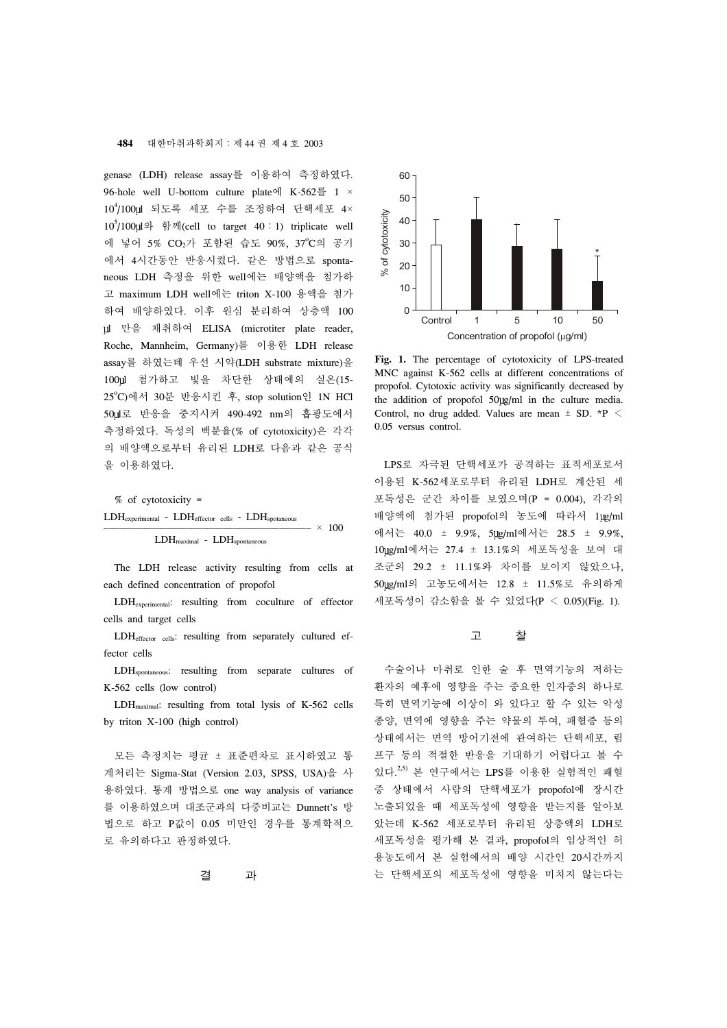genase (LDH) release assay를 이용하여 측정하였다. 96-hole well U-bottom culture plate에 K-562를 1 × $10^4$/100µl 되도록 세포 수를 조정하여 단핵세포 4× $10^5$/100µl와 함께(cell to target 40 : 1) triplicate well에 넣어 5% $CO_2$가 포함된 습도 90%, 37°C의 공기에서 4시간동안 반응시켰다. 같은 방법으로 spontaneous LDH 측정을 위한 well에는 배양액을 첨가하고 maximum LDH well에는 triton X-100 용액을 첨가하여 배양하였다. 이후 원심 분리하여 상층액 100 µl 만을 채취하여 ELISA (microtiter plate reader, Roche, Mannheim, Germany)를 이용한 LDH release assay를 하였는데 우선 시약(LDH substrate mixture)을 100µl 첨가하고 빛을 차단한 상태에의 실온(15-25°C)에서 30분 반응시킨 후, stop solution인 1N HCl 50µl로 반응을 중지시켜 490-492 nm의 흡광도에서 측정하였다. 독성의 백분율(% of cytotoxicity)은 각각의 배양액으로부터 유리된 LDH로 다음과 같은 공식을 이용하였다.

$$\% \text{ of cytotoxicity} = \frac{LDH_{experimental} - LDH_{effector\ cells} - LDH_{spotaneous}}{LDH_{maximal} - LDH_{spontaneous}} \times 100$$

The LDH release activity resulting from cells at each defined concentration of propofol

$LDH_{experimental}$: resulting from coculture of effector cells and target cells

$LDH_{effector\ cells}$: resulting from separately cultured effector cells

$LDH_{spontaneous}$: resulting from separate cultures of K-562 cells (low control)

$LDH_{maximal}$: resulting from total lysis of K-562 cells by triton X-100 (high control)

모든 측정치는 평균 ± 표준편차로 표시하였고 통계처리는 Sigma-Stat (Version 2.03, SPSS, USA)을 사용하였다. 통계 방법으로 one way analysis of variance를 이용하였으며 대조군과의 다중비교는 Dunnett's 방법으로 하고 P값이 0.05 미만인 경우를 통계학적으로 유의하다고 판정하였다.

## 결　　과

**Fig. 1.** The percentage of cytotoxicity of LPS-treated MNC against K-562 cells at different concentrations of propofol. Cytotoxic activity was significantly decreased by the addition of propofol 50µg/ml in the culture media. Control, no drug added. Values are mean ± SD. *P < 0.05 versus control.

LPS로 자극된 단핵세포가 공격하는 표적세포로서 이용된 K-562세포로부터 유리된 LDH로 계산된 세포독성은 군간 차이를 보였으며(P = 0.004), 각각의 배양액에 첨가된 propofol의 농도에 따라서 1µg/ml에서는 40.0 ± 9.9%, 5µg/ml에서는 28.5 ± 9.9%, 10µg/ml에서는 27.4 ± 13.1%의 세포독성을 보여 대조군의 29.2 ± 11.1%와 차이를 보이지 않았으나, 50µg/ml의 고농도에서는 12.8 ± 11.5%로 유의하게 세포독성이 감소함을 볼 수 있었다(P < 0.05)(Fig. 1).

## 고　　찰

수술이나 마취로 인한 술 후 면역기능의 저하는 환자의 예후에 영향을 주는 중요한 인자중의 하나로 특히 면역기능에 이상이 와 있다고 할 수 있는 악성종양, 면역에 영향을 주는 약물의 투여, 패혈증 등의 상태에서는 면역 방어기전에 관여하는 단핵세포, 림프구 등의 적절한 반응을 기대하기 어렵다고 볼 수 있다.[2,5] 본 연구에서는 LPS를 이용한 실험적인 패혈증 상태에서 사람의 단핵세포가 propofol에 장시간 노출되었을 때 세포독성에 영향을 받는지를 알아보았는데 K-562 세포로부터 유리된 상층액의 LDH로 세포독성을 평가해 본 결과, propofol의 임상적인 허용농도에서 본 실험에서의 배양 시간인 20시간까지는 단핵세포의 세포독성에 영향을 미치지 않는다는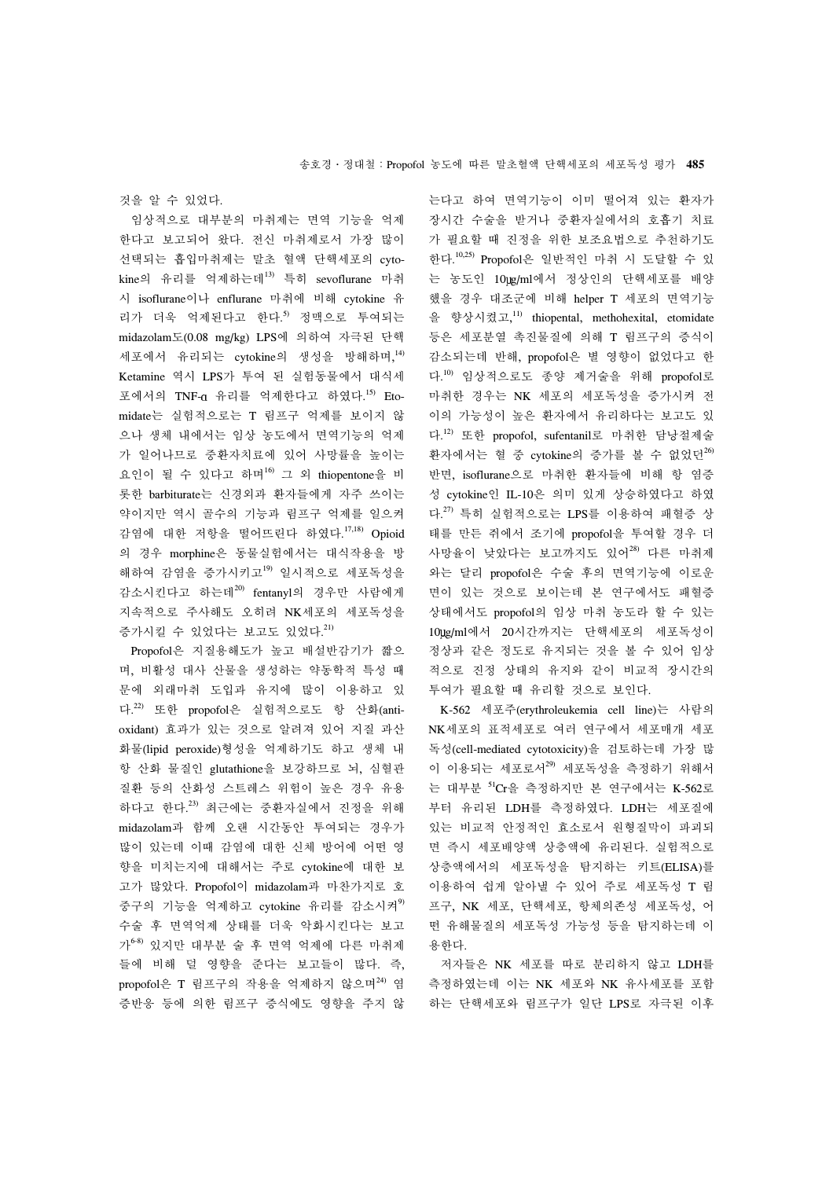것을 알 수 있었다.

임상적으로 대부분의 마취제는 면역 기능을 억제한다고 보고되어 왔다. 전신 마취제로서 가장 많이 선택되는 흡입마취제는 말초 혈액 단핵세포의 cytokine의 유리를 억제하는데[13] 특히 sevoflurane 마취시 isoflurane이나 enflurane 마취에 비해 cytokine 유리가 더욱 억제된다고 한다.[5] 정맥으로 투여되는 midazolam도(0.08 mg/kg) LPS에 의하여 자극된 단핵세포에서 유리되는 cytokine의 생성을 방해하며,[14] Ketamine 역시 LPS가 투여 된 실험동물에서 대식세포에서의 TNF-α 유리를 억제한다고 하였다.[15] Etomidate는 실험적으로는 T 림프구 억제를 보이지 않으나 생체 내에서는 임상 농도에서 면역기능의 억제가 일어나므로 중환자치료에 있어 사망률을 높이는 요인이 될 수 있다고 하며[16] 그 외 thiopentone을 비롯한 barbiturate는 신경외과 환자들에게 자주 쓰이는 약이지만 역시 골수의 기능과 림프구 억제를 일으켜 감염에 대한 저항을 떨어뜨린다 하였다.[17,18] Opioid의 경우 morphine은 동물실험에서는 대식작용을 방해하여 감염을 증가시키고[19] 일시적으로 세포독성을 감소시킨다고 하는데[20] fentanyl의 경우만 사람에게 지속적으로 주사해도 오히려 NK세포의 세포독성을 증가시킬 수 있었다는 보고도 있었다.[21]

Propofol은 지질용해도가 높고 배설반감기가 짧으며, 비활성 대사 산물을 생성하는 약동학적 특성 때문에 외래마취 도입과 유지에 많이 이용되고 있다.[22] 또한 propofol은 실험적으로도 항 산화(antioxidant) 효과가 있는 것으로 알려져 있어 지질 과산화물(lipid peroxide)형성을 억제하기도 하고 생체 내 항 산화 물질인 glutathione을 보강하므로 뇌, 심혈관 질환 등의 산화성 스트레스 위험이 높은 경우 유용하다고 한다.[23] 최근에는 중환자실에서 진정을 위해 midazolam과 함께 오랜 시간동안 투여되는 경우가 많이 있는데 이때 감염에 대한 신체 방어에 어떤 영향을 미치는지에 대해서는 주로 cytokine에 대한 보고가 많았다. Propofol이 midazolam과 마찬가지로 호중구의 기능을 억제하고 cytokine 유리를 감소시켜[9] 수술 후 면역억제 상태를 더욱 악화시킨다는 보고가[6-8] 있지만 대부분 술 후 면역 억제에 다른 마취제들에 비해 덜 영향을 준다는 보고들이 많다. 즉, propofol은 T 림프구의 작용을 억제하지 않으며[24] 염증반응 등에 의한 림프구 증식에도 영향을 주지 않는다고 하여 면역기능이 이미 떨어져 있는 환자가 장시간 수술을 받거나 중환자실에서의 호흡기 치료가 필요할 때 진정을 위한 보조요법으로 추천하기도 한다.[10,25] Propofol은 일반적인 마취 시 도달할 수 있는 농도인 10μg/ml에서 정상인의 단핵세포를 배양했을 경우 대조군에 비해 helper T 세포의 면역기능을 향상시켰고,[11] thiopental, methohexital, etomidate 등은 세포분열 촉진물질에 의해 T 림프구의 증식이 감소되는데 반해, propofol은 별 영향이 없었다고 한다.[10] 임상적으로도 종양 제거술을 위해 propofol로 마취한 경우는 NK 세포의 세포독성을 증가시켜 전이의 가능성이 높은 환자에서 유리하다는 보고도 있다.[12] 또한 propofol, sufentanil로 마취한 담낭절제술 환자에서는 혈 중 cytokine의 증가를 볼 수 없었던[26] 반면, isoflurane으로 마취한 환자들에 비해 항 염증성 cytokine인 IL-10은 의미 있게 상승하였다고 하였다.[27] 특히 실험적으로는 LPS를 이용하여 패혈증 상태를 만든 쥐에서 조기에 propofol을 투여할 경우 더 사망율이 낮았다는 보고까지도 있어[28] 다른 마취제와는 달리 propofol은 수술 후의 면역기능에 이로운 면이 있는 것으로 보이는데 본 연구에서도 패혈증 상태에서도 propofol의 임상 마취 농도라 할 수 있는 10μg/ml에서 20시간까지는 단핵세포의 세포독성이 정상과 같은 정도로 유지되는 것을 볼 수 있어 임상적으로 진정 상태의 유지와 같이 비교적 장시간의 투여가 필요할 때 유리할 것으로 보인다.

K-562 세포주(erythroleukemia cell line)는 사람의 NK세포의 표적세포로 여러 연구에서 세포매개 세포독성(cell-mediated cytotoxicity)을 검토하는데 가장 많이 이용되는 세포로서[29] 세포독성을 측정하기 위해서는 대부분 $^{51}$Cr을 측정하지만 본 연구에서는 K-562로부터 유리된 LDH를 측정하였다. LDH는 세포질에 있는 비교적 안정적인 효소로서 원형질막이 파괴되면 즉시 세포배양액 상층액에 유리된다. 실험적으로 상층액에서의 세포독성을 탐지하는 키트(ELISA)를 이용하여 쉽게 알아낼 수 있어 주로 세포독성 T 림프구, NK 세포, 단핵세포, 항체의존성 세포독성, 어떤 유해물질의 세포독성 가능성 등을 탐지하는데 이용한다.

저자들은 NK 세포를 따로 분리하지 않고 LDH를 측정하였는데 이는 NK 세포와 NK 유사세포를 포함하는 단핵세포와 림프구가 일단 LPS로 자극된 이후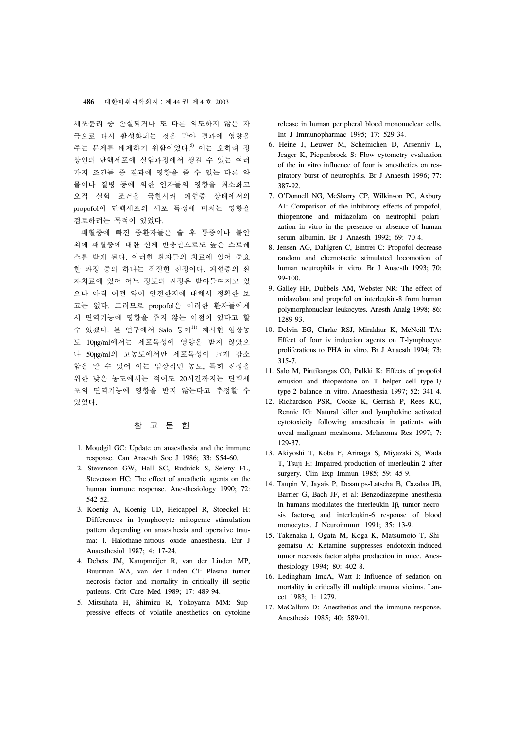세포분리 중 손실되거나 또 다른 의도하지 않은 자극으로 다시 활성화되는 것을 막아 결과에 영향을 주는 문제를 배제하기 위함이었다.[5] 이는 오히려 정상인의 단핵세포에 실험과정에서 생길 수 있는 여러 가지 조건들 중 결과에 영향을 줄 수 있는 다른 약물이나 질병 등에 의한 인자들의 영향을 최소화고 오직 실험 조건을 국한시켜 패혈증 상태에서의 propofol이 단핵세포의 세포 독성에 미치는 영향을 검토하려는 목적이 있었다.

패혈증에 빠진 중환자들은 술 후 통증이나 불안 외에 패혈증에 대한 신체 반응만으로도 높은 스트레스를 받게 된다. 이러한 환자들의 치료에 있어 중요한 과정 중의 하나는 적절한 진정이다. 패혈증의 환자치료에 있어 어느 정도의 진정은 받아들여지고 있으나 아직 어떤 약이 안전한지에 대해서 정확한 보고는 없다. 그러므로 propofol은 이러한 환자들에게서 면역기능에 영향을 주지 않는 이점이 있다고 할 수 있겠다. 본 연구에서 Salo 등이[11] 제시한 임상농도 10μg/ml에서는 세포독성에 영향을 받지 않았으나 50μg/ml의 고농도에서만 세포독성이 크게 감소함을 알 수 있어 이는 임상적인 농도, 특히 진정을 위한 낮은 농도에서는 적어도 20시간까지는 단핵세포의 면역기능에 영향을 받지 않는다고 추정할 수 있었다.

## 참 고 문 헌

1. Moudgil GC: Update on anaesthesia and the immune response. Can Anaesth Soc J 1986; 33: S54-60.
2. Stevenson GW, Hall SC, Rudnick S, Seleny FL, Stevenson HC: The effect of anesthetic agents on the human immune response. Anesthesiology 1990; 72: 542-52.
3. Koenig A, Koenig UD, Heicappel R, Stoeckel H: Differences in lymphocyte mitogenic stimulation pattern depending on anaesthesia and operative trauma: l. Halothane-nitrous oxide anaesthesia. Eur J Anaesthesiol 1987; 4: 17-24.
4. Debets JM, Kampmeijer R, van der Linden MP, Buurman WA, van der Linden CJ: Plasma tumor necrosis factor and mortality in critically ill septic patients. Crit Care Med 1989; 17: 489-94.
5. Mitsuhata H, Shimizu R, Yokoyama MM: Suppressive effects of volatile anesthetics on cytokine release in human peripheral blood mononuclear cells. Int J Immunopharmac 1995; 17: 529-34.
6. Heine J, Leuwer M, Scheinichen D, Arsenniv L, Jeager K, Piepenbrock S: Flow cytometry evaluation of the in vitro influence of four iv anesthetics on respiratory burst of neutrophils. Br J Anaesth 1996; 77: 387-92.
7. O'Donnell NG, McSharry CP, Wilkinson PC, Axbury AJ: Comparison of the inhibitory effects of propofol, thiopentone and midazolam on neutrophil polarization in vitro in the presence or absence of human serum albumin. Br J Anaesth 1992; 69: 70-4.
8. Jensen AG, Dahlgren C, Eintrei C: Propofol decrease random and chemotactic stimulated locomotion of human neutrophils in vitro. Br J Anaesth 1993; 70: 99-100.
9. Galley HF, Dubbels AM, Webster NR: The effect of midazolam and propofol on interleukin-8 from human polymorphonuclear leukocytes. Anesth Analg 1998; 86: 1289-93.
10. Delvin EG, Clarke RSJ, Mirakhur K, McNeill TA: Effect of four iv induction agents on T-lymphocyte proliferations to PHA in vitro. Br J Anaesth 1994; 73: 315-7.
11. Salo M, Pirttikangas CO, Pulkki K: Effects of propofol emusion and thiopentone on T helper cell type-1/type-2 balance in vitro. Anaesthesia 1997; 52: 341-4.
12. Richardson PSR, Cooke K, Gerrish P, Rees KC, Rennie IG: Natural killer and lymphokine activated cytotoxicity following anaesthesia in patients with uveal malignant mealnoma. Melanoma Res 1997; 7: 129-37.
13. Akiyoshi T, Koba F, Arinaga S, Miyazaki S, Wada T, Tsuji H: Impaired production of interleukin-2 after surgery. Clin Exp Immun 1985; 59: 45-9.
14. Taupin V, Jayais P, Desamps-Latscha B, Cazalaa JB, Barrier G, Bach JF, et al: Benzodiazepine anesthesia in humans modulates the interleukin-1β, tumor necrosis factor-α and interleukin-6 response of blood monocytes. J Neuroimmun 1991; 35: 13-9.
15. Takenaka I, Ogata M, Koga K, Matsumoto T, Shigematsu A: Ketamine suppresses endotoxin-induced tumor necrosis factor alpha production in mice. Anesthesiology 1994; 80: 402-8.
16. Ledingham ImcA, Watt I: Influence of sedation on mortality in critically ill multiple trauma victims. Lancet 1983; 1: 1279.
17. MaCallum D: Anesthetics and the immune response. Anesthesia 1985; 40: 589-91.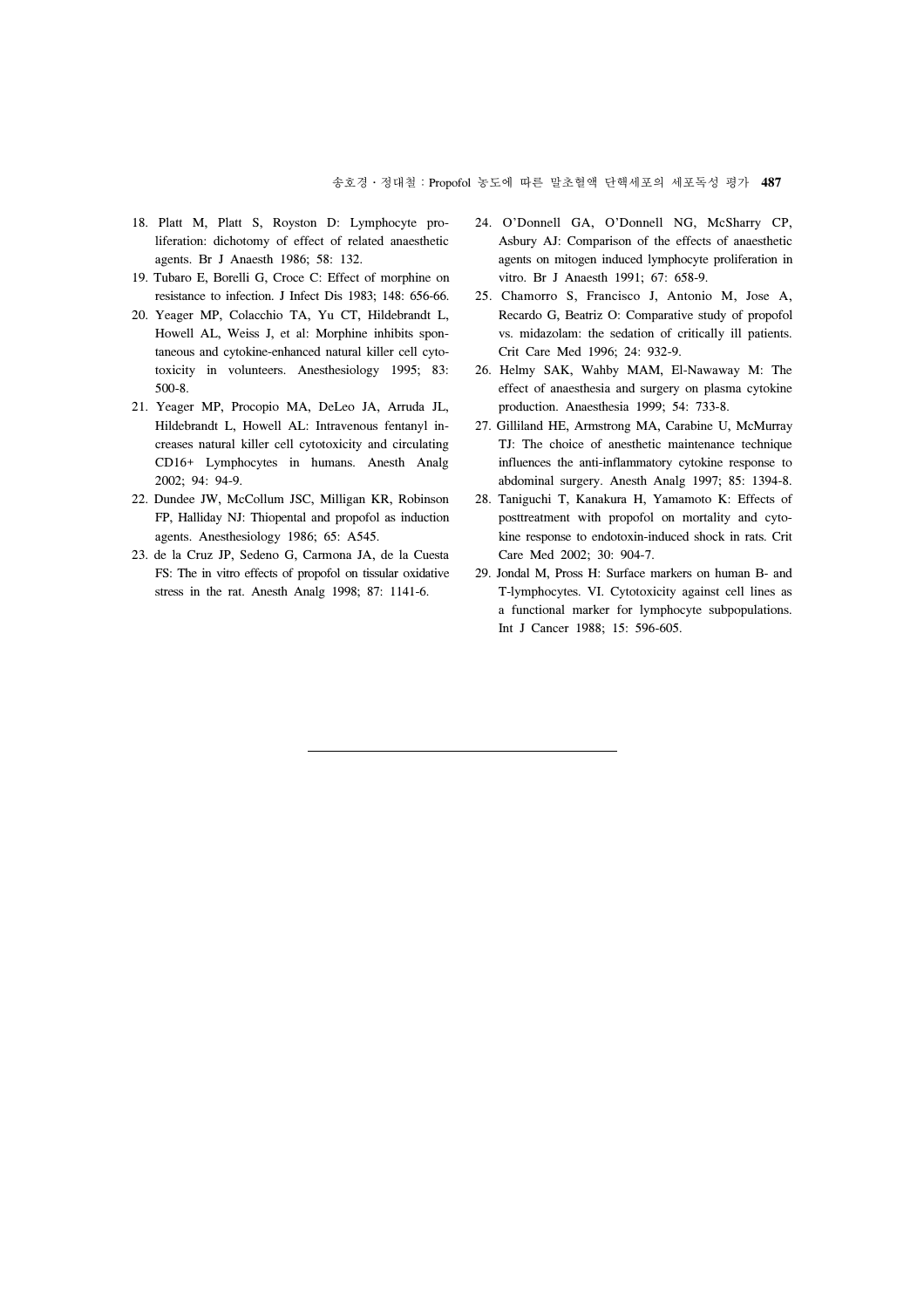18. Platt M, Platt S, Royston D: Lymphocyte proliferation: dichotomy of effect of related anaesthetic agents. Br J Anaesth 1986; 58: 132.
19. Tubaro E, Borelli G, Croce C: Effect of morphine on resistance to infection. J Infect Dis 1983; 148: 656-66.
20. Yeager MP, Colacchio TA, Yu CT, Hildebrandt L, Howell AL, Weiss J, et al: Morphine inhibits spontaneous and cytokine-enhanced natural killer cell cytotoxicity in volunteers. Anesthesiology 1995; 83: 500-8.
21. Yeager MP, Procopio MA, DeLeo JA, Arruda JL, Hildebrandt L, Howell AL: Intravenous fentanyl increases natural killer cell cytotoxicity and circulating CD16+ Lymphocytes in humans. Anesth Analg 2002; 94: 94-9.
22. Dundee JW, McCollum JSC, Milligan KR, Robinson FP, Halliday NJ: Thiopental and propofol as induction agents. Anesthesiology 1986; 65: A545.
23. de la Cruz JP, Sedeno G, Carmona JA, de la Cuesta FS: The in vitro effects of propofol on tissular oxidative stress in the rat. Anesth Analg 1998; 87: 1141-6.
24. O'Donnell GA, O'Donnell NG, McSharry CP, Asbury AJ: Comparison of the effects of anaesthetic agents on mitogen induced lymphocyte proliferation in vitro. Br J Anaesth 1991; 67: 658-9.
25. Chamorro S, Francisco J, Antonio M, Jose A, Recardo G, Beatriz O: Comparative study of propofol vs. midazolam: the sedation of critically ill patients. Crit Care Med 1996; 24: 932-9.
26. Helmy SAK, Wahby MAM, El-Nawaway M: The effect of anaesthesia and surgery on plasma cytokine production. Anaesthesia 1999; 54: 733-8.
27. Gilliland HE, Armstrong MA, Carabine U, McMurray TJ: The choice of anesthetic maintenance technique influences the anti-inflammatory cytokine response to abdominal surgery. Anesth Analg 1997; 85: 1394-8.
28. Taniguchi T, Kanakura H, Yamamoto K: Effects of posttreatment with propofol on mortality and cytokine response to endotoxin-induced shock in rats. Crit Care Med 2002; 30: 904-7.
29. Jondal M, Pross H: Surface markers on human B- and T-lymphocytes. VI. Cytotoxicity against cell lines as a functional marker for lymphocyte subpopulations. Int J Cancer 1988; 15: 596-605.